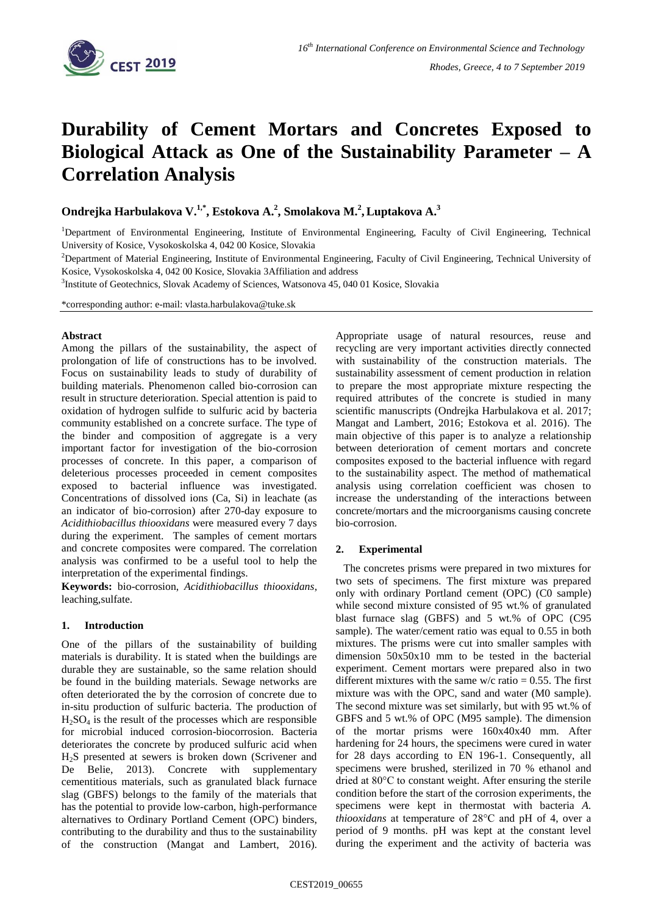# Durability of Cement Mortars and Concretes Exposed to Biological Attack as One of the Sustainability Parameter – A Correlation Analysis

**Ondrejka Harbulakova V.[1,*], Estokova A.[2], Smolakova M.[2], Luptakova A.[3]**

[1]Department of Environmental Engineering, Institute of Environmental Engineering, Faculty of Civil Engineering, Technical University of Kosice, Vysokoskolska 4, 042 00 Kosice, Slovakia

[2]Department of Material Engineering, Institute of Environmental Engineering, Faculty of Civil Engineering, Technical University of Kosice, Vysokoskolska 4, 042 00 Kosice, Slovakia 3Affiliation and address

[3]Institute of Geotechnics, Slovak Academy of Sciences, Watsonova 45, 040 01 Kosice, Slovakia

*corresponding author: e-mail: vlasta.harbulakova@tuke.sk

**Abstract**

Among the pillars of the sustainability, the aspect of prolongation of life of constructions has to be involved. Focus on sustainability leads to study of durability of building materials. Phenomenon called bio-corrosion can result in structure deterioration. Special attention is paid to oxidation of hydrogen sulfide to sulfuric acid by bacteria community established on a concrete surface. The type of the binder and composition of aggregate is a very important factor for investigation of the bio-corrosion processes of concrete. In this paper, a comparison of deleterious processes proceeded in cement composites exposed to bacterial influence was investigated. Concentrations of dissolved ions (Ca, Si) in leachate (as an indicator of bio-corrosion) after 270-day exposure to *Acidithiobacillus thiooxidans* were measured every 7 days during the experiment. The samples of cement mortars and concrete composites were compared. The correlation analysis was confirmed to be a useful tool to help the interpretation of the experimental findings.

**Keywords:** bio-corrosion, *Acidithiobacillus thiooxidans*, leaching,sulfate.

## 1. Introduction

One of the pillars of the sustainability of building materials is durability. It is stated when the buildings are durable they are sustainable, so the same relation should be found in the building materials. Sewage networks are often deteriorated the by the corrosion of concrete due to in-situ production of sulfuric bacteria. The production of $H_2SO_4$ is the result of the processes which are responsible for microbial induced corrosion-biocorrosion. Bacteria deteriorates the concrete by produced sulfuric acid when $H_2S$ presented at sewers is broken down (Scrivener and De Belie, 2013). Concrete with supplementary cementitious materials, such as granulated black furnace slag (GBFS) belongs to the family of the materials that has the potential to provide low-carbon, high-performance alternatives to Ordinary Portland Cement (OPC) binders, contributing to the durability and thus to the sustainability of the construction (Mangat and Lambert, 2016). Appropriate usage of natural resources, reuse and recycling are very important activities directly connected with sustainability of the construction materials. The sustainability assessment of cement production in relation to prepare the most appropriate mixture respecting the required attributes of the concrete is studied in many scientific manuscripts (Ondrejka Harbulakova et al. 2017; Mangat and Lambert, 2016; Estokova et al. 2016). The main objective of this paper is to analyze a relationship between deterioration of cement mortars and concrete composites exposed to the bacterial influence with regard to the sustainability aspect. The method of mathematical analysis using correlation coefficient was chosen to increase the understanding of the interactions between concrete/mortars and the microorganisms causing concrete bio-corrosion.

## 2. Experimental

The concretes prisms were prepared in two mixtures for two sets of specimens. The first mixture was prepared only with ordinary Portland cement (OPC) (C0 sample) while second mixture consisted of 95 wt.% of granulated blast furnace slag (GBFS) and 5 wt.% of OPC (C95 sample). The water/cement ratio was equal to 0.55 in both mixtures. The prisms were cut into smaller samples with dimension 50x50x10 mm to be tested in the bacterial experiment. Cement mortars were prepared also in two different mixtures with the same w/c ratio = 0.55. The first mixture was with the OPC, sand and water (M0 sample). The second mixture was set similarly, but with 95 wt.% of GBFS and 5 wt.% of OPC (M95 sample). The dimension of the mortar prisms were 160x40x40 mm. After hardening for 24 hours, the specimens were cured in water for 28 days according to EN 196-1. Consequently, all specimens were brushed, sterilized in 70 % ethanol and dried at 80°C to constant weight. After ensuring the sterile condition before the start of the corrosion experiments, the specimens were kept in thermostat with bacteria *A. thiooxidans* at temperature of 28°C and pH of 4, over a period of 9 months. pH was kept at the constant level during the experiment and the activity of bacteria was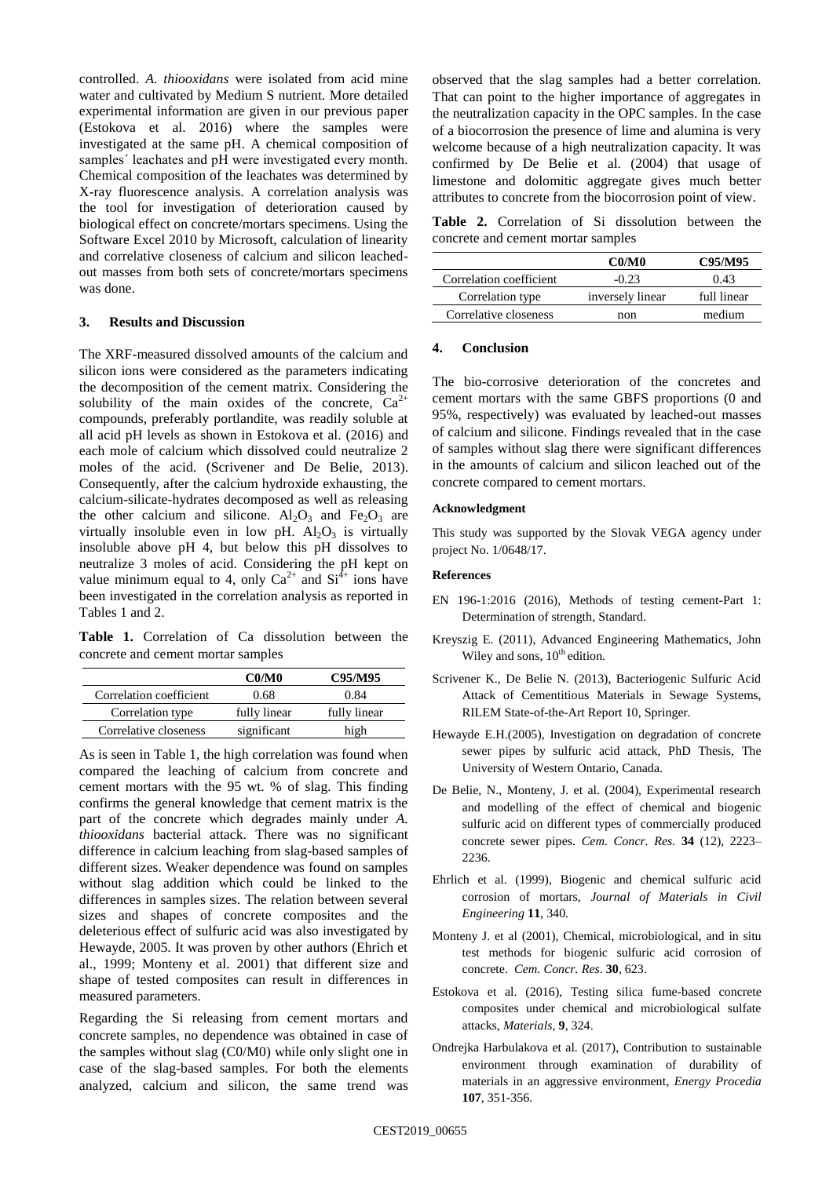controlled. *A. thiooxidans* were isolated from acid mine water and cultivated by Medium S nutrient. More detailed experimental information are given in our previous paper (Estokova et al. 2016) where the samples were investigated at the same pH. A chemical composition of samples´ leachates and pH were investigated every month. Chemical composition of the leachates was determined by X-ray fluorescence analysis. A correlation analysis was the tool for investigation of deterioration caused by biological effect on concrete/mortars specimens. Using the Software Excel 2010 by Microsoft, calculation of linearity and correlative closeness of calcium and silicon leached-out masses from both sets of concrete/mortars specimens was done.

## 3. Results and Discussion

The XRF-measured dissolved amounts of the calcium and silicon ions were considered as the parameters indicating the decomposition of the cement matrix. Considering the solubility of the main oxides of the concrete, $Ca^{2+}$ compounds, preferably portlandite, was readily soluble at all acid pH levels as shown in Estokova et al. (2016) and each mole of calcium which dissolved could neutralize 2 moles of the acid. (Scrivener and De Belie, 2013). Consequently, after the calcium hydroxide exhausting, the calcium-silicate-hydrates decomposed as well as releasing the other calcium and silicone. $Al_2O_3$ and $Fe_2O_3$ are virtually insoluble even in low pH. $Al_2O_3$ is virtually insoluble above pH 4, but below this pH dissolves to neutralize 3 moles of acid. Considering the pH kept on value minimum equal to 4, only $Ca^{2+}$ and $Si^{4+}$ ions have been investigated in the correlation analysis as reported in Tables 1 and 2.

**Table 1.** Correlation of Ca dissolution between the concrete and cement mortar samples

| | C0/M0 | C95/M95 |
|---|---|---|
| Correlation coefficient | 0.68 | 0.84 |
| Correlation type | fully linear | fully linear |
| Correlative closeness | significant | high |

As is seen in Table 1, the high correlation was found when compared the leaching of calcium from concrete and cement mortars with the 95 wt. % of slag. This finding confirms the general knowledge that cement matrix is the part of the concrete which degrades mainly under *A. thiooxidans* bacterial attack. There was no significant difference in calcium leaching from slag-based samples of different sizes. Weaker dependence was found on samples without slag addition which could be linked to the differences in samples sizes. The relation between several sizes and shapes of concrete composites and the deleterious effect of sulfuric acid was also investigated by Hewayde, 2005. It was proven by other authors (Ehrich et al., 1999; Monteny et al. 2001) that different size and shape of tested composites can result in differences in measured parameters.

Regarding the Si releasing from cement mortars and concrete samples, no dependence was obtained in case of the samples without slag (C0/M0) while only slight one in case of the slag-based samples. For both the elements analyzed, calcium and silicon, the same trend was observed that the slag samples had a better correlation. That can point to the higher importance of aggregates in the neutralization capacity in the OPC samples. In the case of a biocorrosion the presence of lime and alumina is very welcome because of a high neutralization capacity. It was confirmed by De Belie et al. (2004) that usage of limestone and dolomitic aggregate gives much better attributes to concrete from the biocorrosion point of view.

**Table 2.** Correlation of Si dissolution between the concrete and cement mortar samples

| | C0/M0 | C95/M95 |
|---|---|---|
| Correlation coefficient | -0.23 | 0.43 |
| Correlation type | inversely linear | full linear |
| Correlative closeness | non | medium |

## 4. Conclusion

The bio-corrosive deterioration of the concretes and cement mortars with the same GBFS proportions (0 and 95%, respectively) was evaluated by leached-out masses of calcium and silicone. Findings revealed that in the case of samples without slag there were significant differences in the amounts of calcium and silicon leached out of the concrete compared to cement mortars.

#### Acknowledgment

This study was supported by the Slovak VEGA agency under project No. 1/0648/17.

#### References

EN 196-1:2016 (2016), Methods of testing cement-Part 1: Determination of strength, Standard.

Kreyszig E. (2011), Advanced Engineering Mathematics, John Wiley and sons, 10th edition.

Scrivener K., De Belie N. (2013), Bacteriogenic Sulfuric Acid Attack of Cementitious Materials in Sewage Systems, RILEM State-of-the-Art Report 10, Springer.

Hewayde E.H.(2005), Investigation on degradation of concrete sewer pipes by sulfuric acid attack, PhD Thesis, The University of Western Ontario, Canada.

De Belie, N., Monteny, J. et al. (2004), Experimental research and modelling of the effect of chemical and biogenic sulfuric acid on different types of commercially produced concrete sewer pipes. *Cem. Concr. Res.* **34** (12), 2223–2236.

Ehrlich et al. (1999), Biogenic and chemical sulfuric acid corrosion of mortars, *Journal of Materials in Civil Engineering* **11**, 340.

Monteny J. et al (2001), Chemical, microbiological, and in situ test methods for biogenic sulfuric acid corrosion of concrete. *Cem. Concr. Res*. **30**, 623.

Estokova et al. (2016), Testing silica fume-based concrete composites under chemical and microbiological sulfate attacks, *Materials*, **9**, 324.

Ondrejka Harbulakova et al. (2017), Contribution to sustainable environment through examination of durability of materials in an aggressive environment, *Energy Procedia* **107**, 351-356.